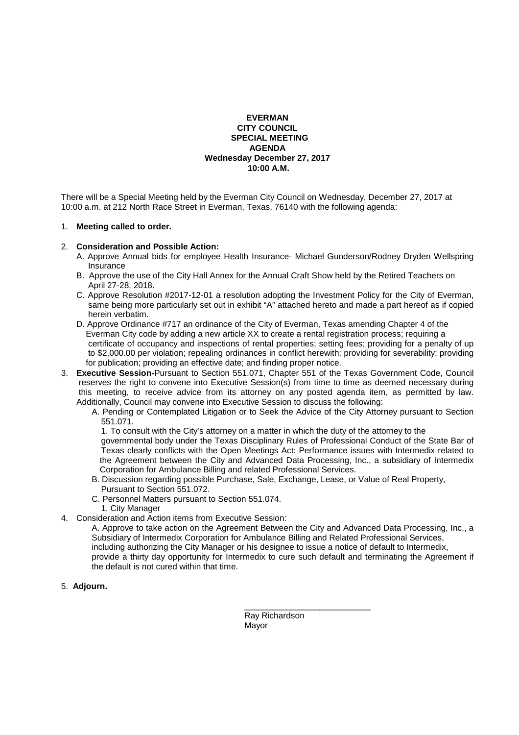# EVERMAN
## CITY COUNCIL
## SPECIAL MEETING
## AGENDA
### Wednesday December 27, 2017
### 10:00 A.M.

There will be a Special Meeting held by the Everman City Council on Wednesday, December 27, 2017 at 10:00 a.m. at 212 North Race Street in Everman, Texas, 76140 with the following agenda:

1. **Meeting called to order.**

2. **Consideration and Possible Action:**
   - A. Approve Annual bids for employee Health Insurance- Michael Gunderson/Rodney Dryden Wellspring Insurance
   - B. Approve the use of the City Hall Annex for the Annual Craft Show held by the Retired Teachers on April 27-28, 2018.
   - C. Approve Resolution #2017-12-01 a resolution adopting the Investment Policy for the City of Everman, same being more particularly set out in exhibit "A" attached hereto and made a part hereof as if copied herein verbatim.
   - D. Approve Ordinance #717 an ordinance of the City of Everman, Texas amending Chapter 4 of the Everman City code by adding a new article XX to create a rental registration process; requiring a certificate of occupancy and inspections of rental properties; setting fees; providing for a penalty of up to $2,000.00 per violation; repealing ordinances in conflict herewith; providing for severability; providing for publication; providing an effective date; and finding proper notice.

3. **Executive Session-**Pursuant to Section 551.071, Chapter 551 of the Texas Government Code, Council reserves the right to convene into Executive Session(s) from time to time as deemed necessary during this meeting, to receive advice from its attorney on any posted agenda item, as permitted by law. Additionally, Council may convene into Executive Session to discuss the following:
   - A. Pending or Contemplated Litigation or to Seek the Advice of the City Attorney pursuant to Section 551.071.
     1. To consult with the City's attorney on a matter in which the duty of the attorney to the governmental body under the Texas Disciplinary Rules of Professional Conduct of the State Bar of Texas clearly conflicts with the Open Meetings Act: Performance issues with Intermedix related to the Agreement between the City and Advanced Data Processing, Inc., a subsidiary of Intermedix Corporation for Ambulance Billing and related Professional Services.
   - B. Discussion regarding possible Purchase, Sale, Exchange, Lease, or Value of Real Property, Pursuant to Section 551.072.
   - C. Personnel Matters pursuant to Section 551.074.
     1. City Manager

4. Consideration and Action items from Executive Session:
   - A. Approve to take action on the Agreement Between the City and Advanced Data Processing, Inc., a Subsidiary of Intermedix Corporation for Ambulance Billing and Related Professional Services, including authorizing the City Manager or his designee to issue a notice of default to Intermedix, provide a thirty day opportunity for Intermedix to cure such default and terminating the Agreement if the default is not cured within that time.

5. **Adjourn.**

\_\_\_\_\_\_\_\_\_\_\_\_\_\_\_\_\_\_\_\_\_\_\_\_\_\_\_\_

Ray Richardson
Mayor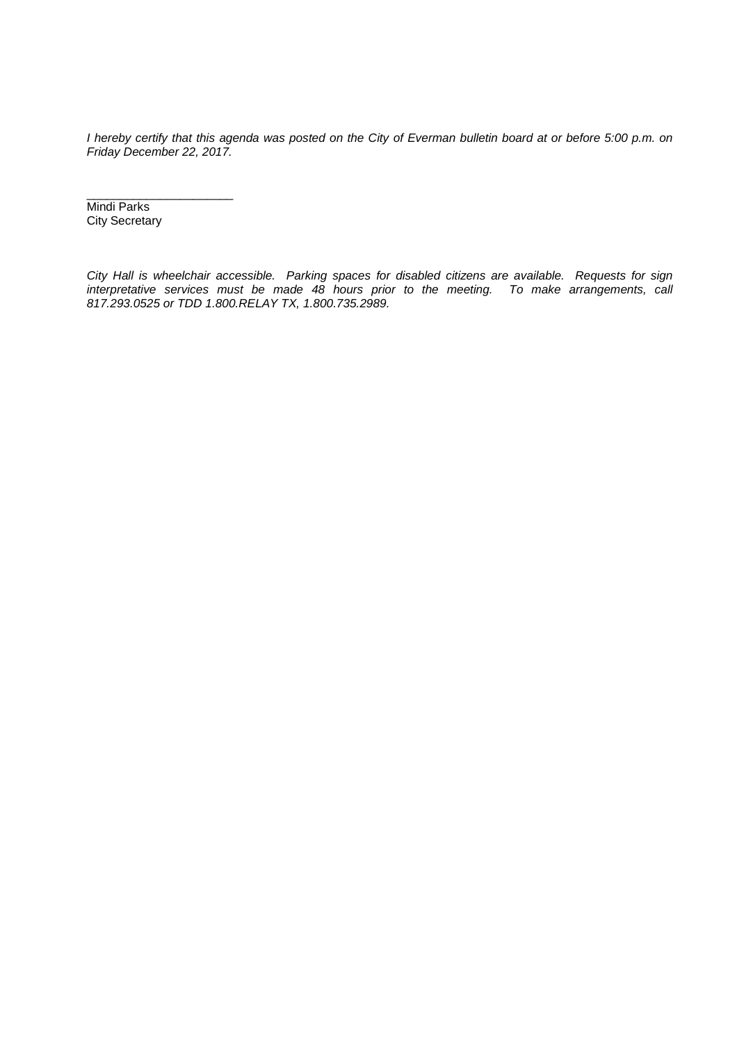*I hereby certify that this agenda was posted on the City of Everman bulletin board at or before 5:00 p.m. on Friday December 22, 2017.*

\_\_\_\_\_\_\_\_\_\_\_\_\_\_\_\_\_\_\_\_\_\_\_\_

Mindi Parks
City Secretary

*City Hall is wheelchair accessible. Parking spaces for disabled citizens are available. Requests for sign interpretative services must be made 48 hours prior to the meeting. To make arrangements, call 817.293.0525 or TDD 1.800.RELAY TX, 1.800.735.2989.*